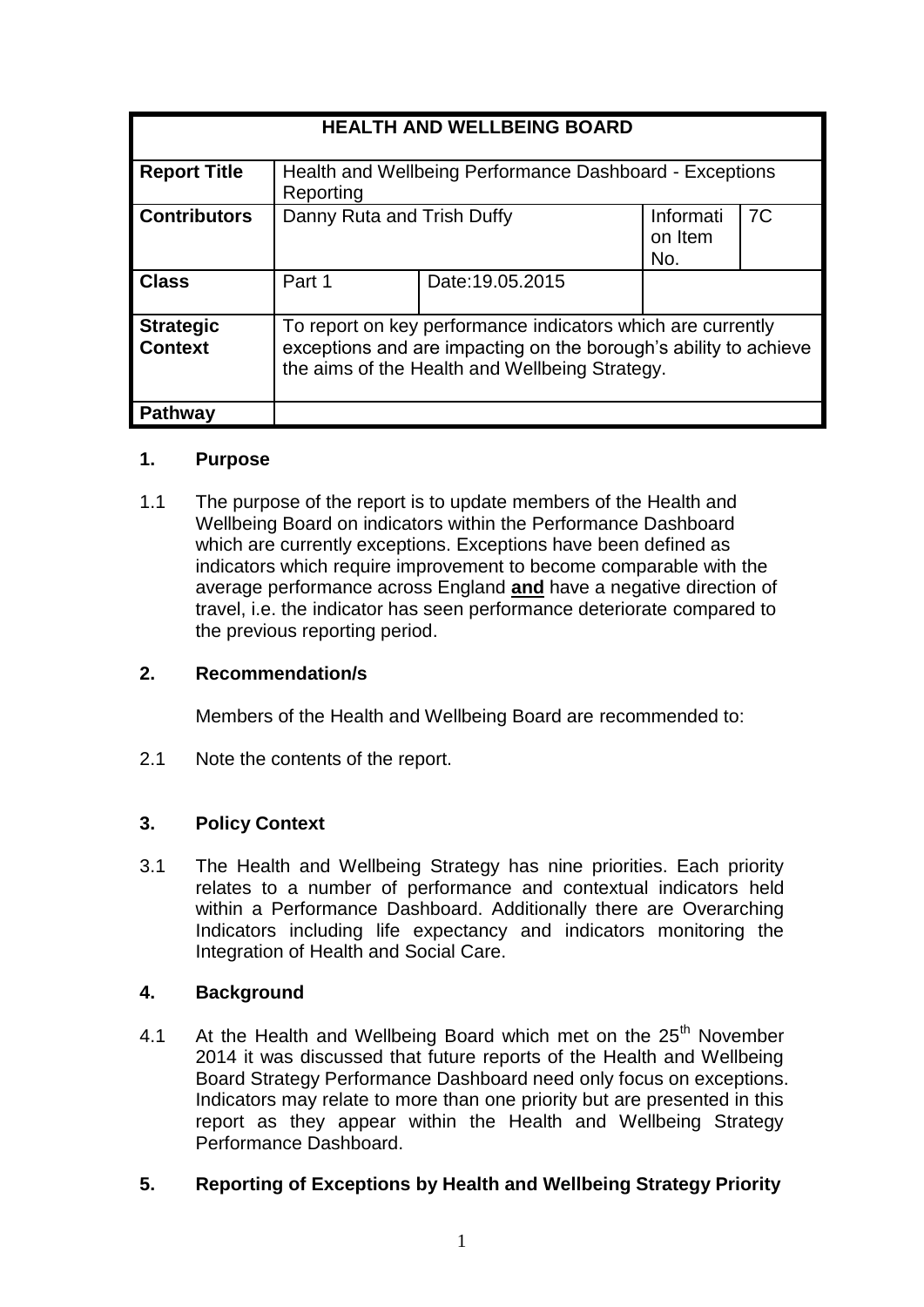| HEALTH AND WELLBEING BOARD | | | | |
|---|---|---|---|---|
| **Report Title** | Health and Wellbeing Performance Dashboard - Exceptions Reporting | | | |
| **Contributors** | Danny Ruta and Trish Duffy | | Information Item No. | 7C |
| **Class** | Part 1 | Date:19.05.2015 | | |
| **Strategic Context** | To report on key performance indicators which are currently exceptions and are impacting on the borough's ability to achieve the aims of the Health and Wellbeing Strategy. | | | |
| **Pathway** | | | | |

## 1. Purpose

1.1 The purpose of the report is to update members of the Health and Wellbeing Board on indicators within the Performance Dashboard which are currently exceptions. Exceptions have been defined as indicators which require improvement to become comparable with the average performance across England **and** have a negative direction of travel, i.e. the indicator has seen performance deteriorate compared to the previous reporting period.

## 2. Recommendation/s

Members of the Health and Wellbeing Board are recommended to:

2.1 Note the contents of the report.

## 3. Policy Context

3.1 The Health and Wellbeing Strategy has nine priorities. Each priority relates to a number of performance and contextual indicators held within a Performance Dashboard. Additionally there are Overarching Indicators including life expectancy and indicators monitoring the Integration of Health and Social Care.

## 4. Background

4.1 At the Health and Wellbeing Board which met on the 25th November 2014 it was discussed that future reports of the Health and Wellbeing Board Strategy Performance Dashboard need only focus on exceptions. Indicators may relate to more than one priority but are presented in this report as they appear within the Health and Wellbeing Strategy Performance Dashboard.

## 5. Reporting of Exceptions by Health and Wellbeing Strategy Priority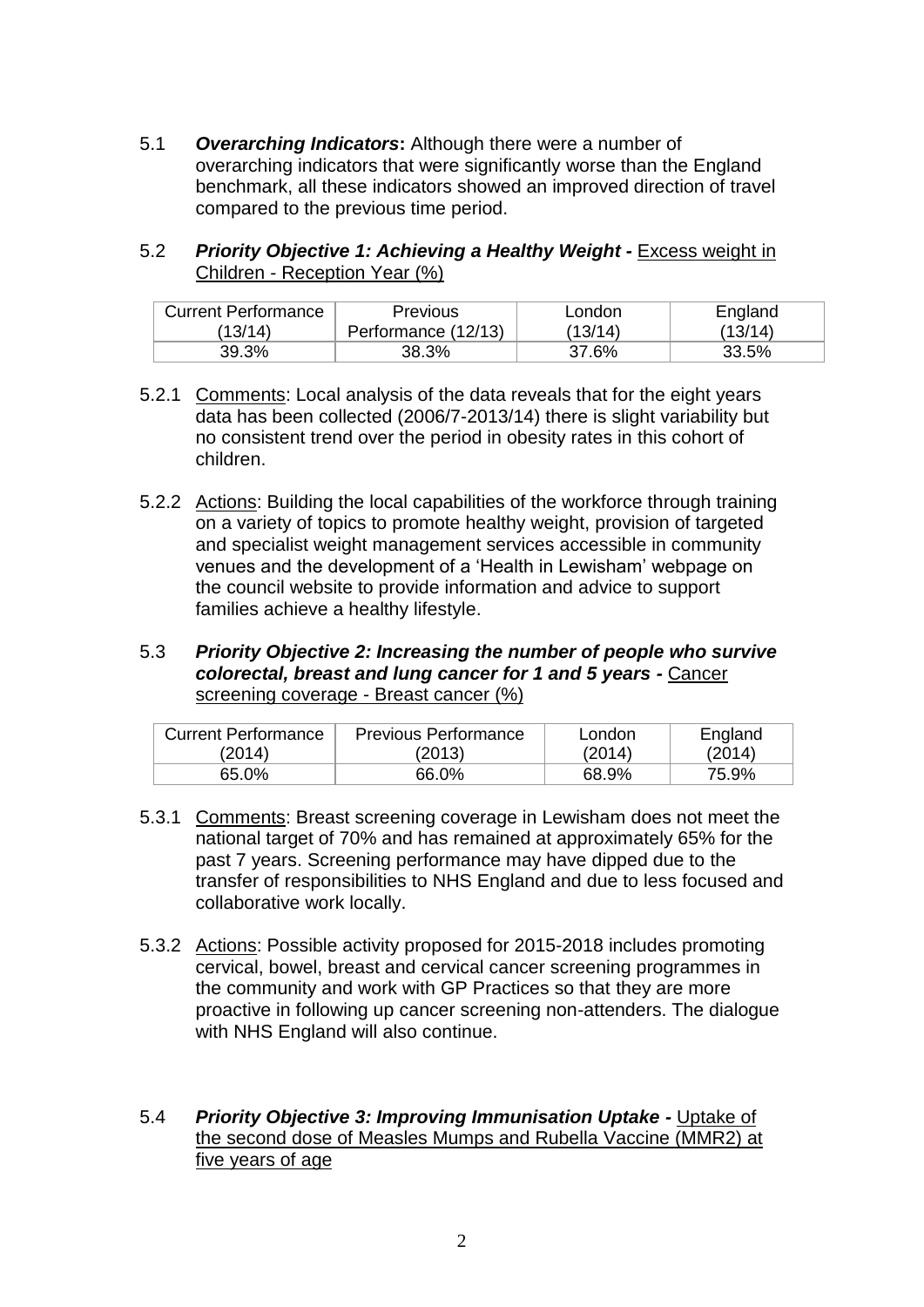5.1 ***Overarching Indicators*:** Although there were a number of overarching indicators that were significantly worse than the England benchmark, all these indicators showed an improved direction of travel compared to the previous time period.

5.2 ***Priority Objective 1: Achieving a Healthy Weight -*** Excess weight in Children - Reception Year (%)

| Current Performance (13/14) | Previous Performance (12/13) | London (13/14) | England (13/14) |
|---|---|---|---|
| 39.3% | 38.3% | 37.6% | 33.5% |

5.2.1 Comments: Local analysis of the data reveals that for the eight years data has been collected (2006/7-2013/14) there is slight variability but no consistent trend over the period in obesity rates in this cohort of children.

5.2.2 Actions: Building the local capabilities of the workforce through training on a variety of topics to promote healthy weight, provision of targeted and specialist weight management services accessible in community venues and the development of a 'Health in Lewisham' webpage on the council website to provide information and advice to support families achieve a healthy lifestyle.

5.3 ***Priority Objective 2: Increasing the number of people who survive colorectal, breast and lung cancer for 1 and 5 years -*** Cancer screening coverage - Breast cancer (%)

| Current Performance (2014) | Previous Performance (2013) | London (2014) | England (2014) |
|---|---|---|---|
| 65.0% | 66.0% | 68.9% | 75.9% |

5.3.1 Comments: Breast screening coverage in Lewisham does not meet the national target of 70% and has remained at approximately 65% for the past 7 years. Screening performance may have dipped due to the transfer of responsibilities to NHS England and due to less focused and collaborative work locally.

5.3.2 Actions: Possible activity proposed for 2015-2018 includes promoting cervical, bowel, breast and cervical cancer screening programmes in the community and work with GP Practices so that they are more proactive in following up cancer screening non-attenders. The dialogue with NHS England will also continue.

5.4 ***Priority Objective 3: Improving Immunisation Uptake -*** Uptake of the second dose of Measles Mumps and Rubella Vaccine (MMR2) at five years of age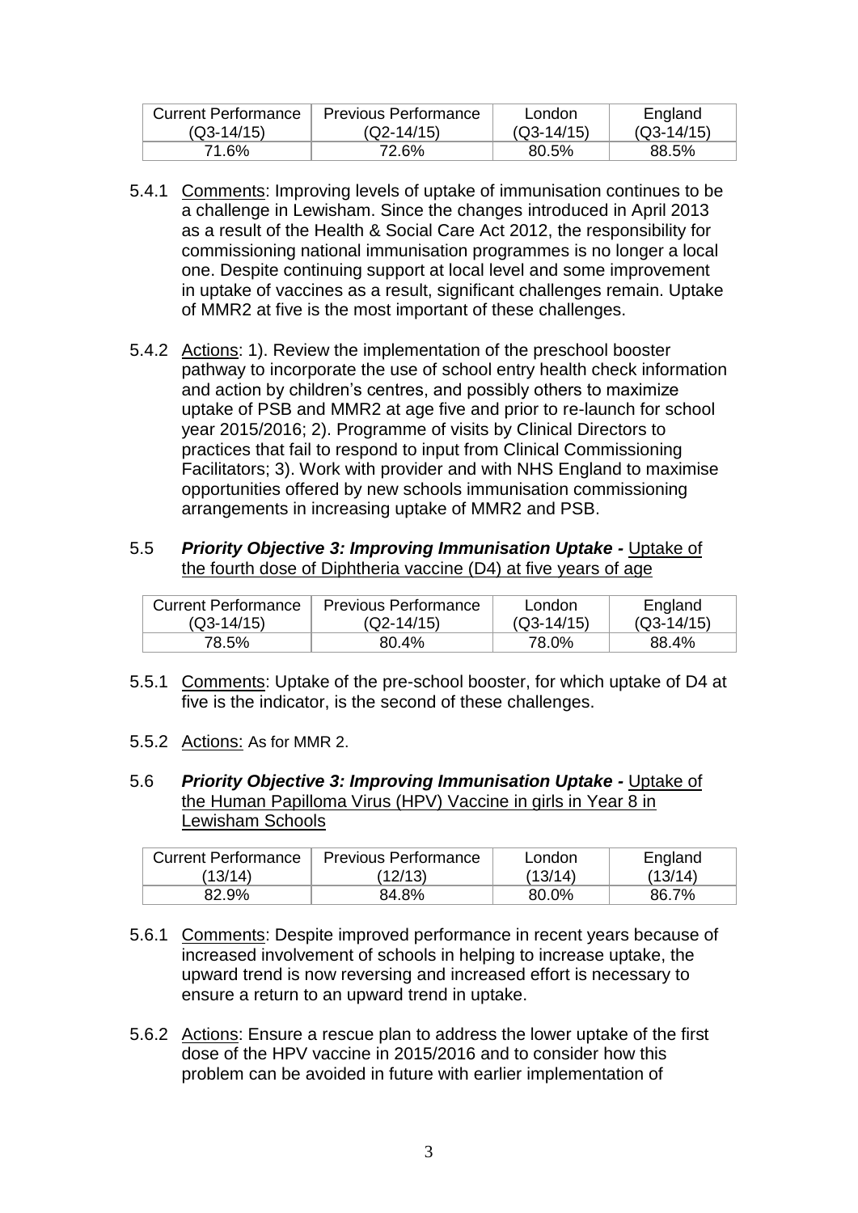| Current Performance (Q3-14/15) | Previous Performance (Q2-14/15) | London (Q3-14/15) | England (Q3-14/15) |
|---|---|---|---|
| 71.6% | 72.6% | 80.5% | 88.5% |

5.4.1 Comments: Improving levels of uptake of immunisation continues to be a challenge in Lewisham. Since the changes introduced in April 2013 as a result of the Health & Social Care Act 2012, the responsibility for commissioning national immunisation programmes is no longer a local one. Despite continuing support at local level and some improvement in uptake of vaccines as a result, significant challenges remain. Uptake of MMR2 at five is the most important of these challenges.

5.4.2 Actions: 1). Review the implementation of the preschool booster pathway to incorporate the use of school entry health check information and action by children's centres, and possibly others to maximize uptake of PSB and MMR2 at age five and prior to re-launch for school year 2015/2016; 2). Programme of visits by Clinical Directors to practices that fail to respond to input from Clinical Commissioning Facilitators; 3). Work with provider and with NHS England to maximise opportunities offered by new schools immunisation commissioning arrangements in increasing uptake of MMR2 and PSB.

5.5 ***Priority Objective 3: Improving Immunisation Uptake -*** Uptake of the fourth dose of Diphtheria vaccine (D4) at five years of age

| Current Performance (Q3-14/15) | Previous Performance (Q2-14/15) | London (Q3-14/15) | England (Q3-14/15) |
|---|---|---|---|
| 78.5% | 80.4% | 78.0% | 88.4% |

5.5.1 Comments: Uptake of the pre-school booster, for which uptake of D4 at five is the indicator, is the second of these challenges.

5.5.2 Actions: As for MMR 2.

5.6 ***Priority Objective 3: Improving Immunisation Uptake -*** Uptake of the Human Papilloma Virus (HPV) Vaccine in girls in Year 8 in Lewisham Schools

| Current Performance (13/14) | Previous Performance (12/13) | London (13/14) | England (13/14) |
|---|---|---|---|
| 82.9% | 84.8% | 80.0% | 86.7% |

5.6.1 Comments: Despite improved performance in recent years because of increased involvement of schools in helping to increase uptake, the upward trend is now reversing and increased effort is necessary to ensure a return to an upward trend in uptake.

5.6.2 Actions: Ensure a rescue plan to address the lower uptake of the first dose of the HPV vaccine in 2015/2016 and to consider how this problem can be avoided in future with earlier implementation of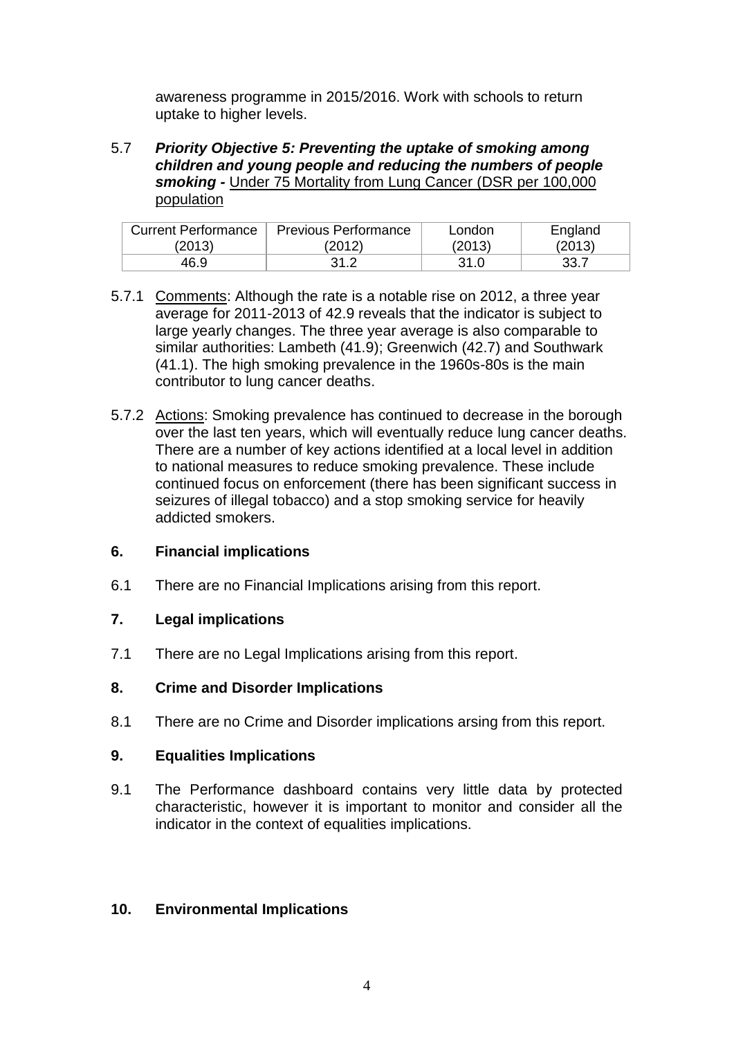awareness programme in 2015/2016. Work with schools to return uptake to higher levels.

5.7 ***Priority Objective 5: Preventing the uptake of smoking among children and young people and reducing the numbers of people smoking -*** Under 75 Mortality from Lung Cancer (DSR per 100,000 population

| Current Performance (2013) | Previous Performance (2012) | London (2013) | England (2013) |
|---|---|---|---|
| 46.9 | 31.2 | 31.0 | 33.7 |

5.7.1 Comments: Although the rate is a notable rise on 2012, a three year average for 2011-2013 of 42.9 reveals that the indicator is subject to large yearly changes. The three year average is also comparable to similar authorities: Lambeth (41.9); Greenwich (42.7) and Southwark (41.1). The high smoking prevalence in the 1960s-80s is the main contributor to lung cancer deaths.

5.7.2 Actions: Smoking prevalence has continued to decrease in the borough over the last ten years, which will eventually reduce lung cancer deaths. There are a number of key actions identified at a local level in addition to national measures to reduce smoking prevalence. These include continued focus on enforcement (there has been significant success in seizures of illegal tobacco) and a stop smoking service for heavily addicted smokers.

## 6. Financial implications

6.1 There are no Financial Implications arising from this report.

## 7. Legal implications

7.1 There are no Legal Implications arising from this report.

## 8. Crime and Disorder Implications

8.1 There are no Crime and Disorder implications arsing from this report.

## 9. Equalities Implications

9.1 The Performance dashboard contains very little data by protected characteristic, however it is important to monitor and consider all the indicator in the context of equalities implications.

## 10. Environmental Implications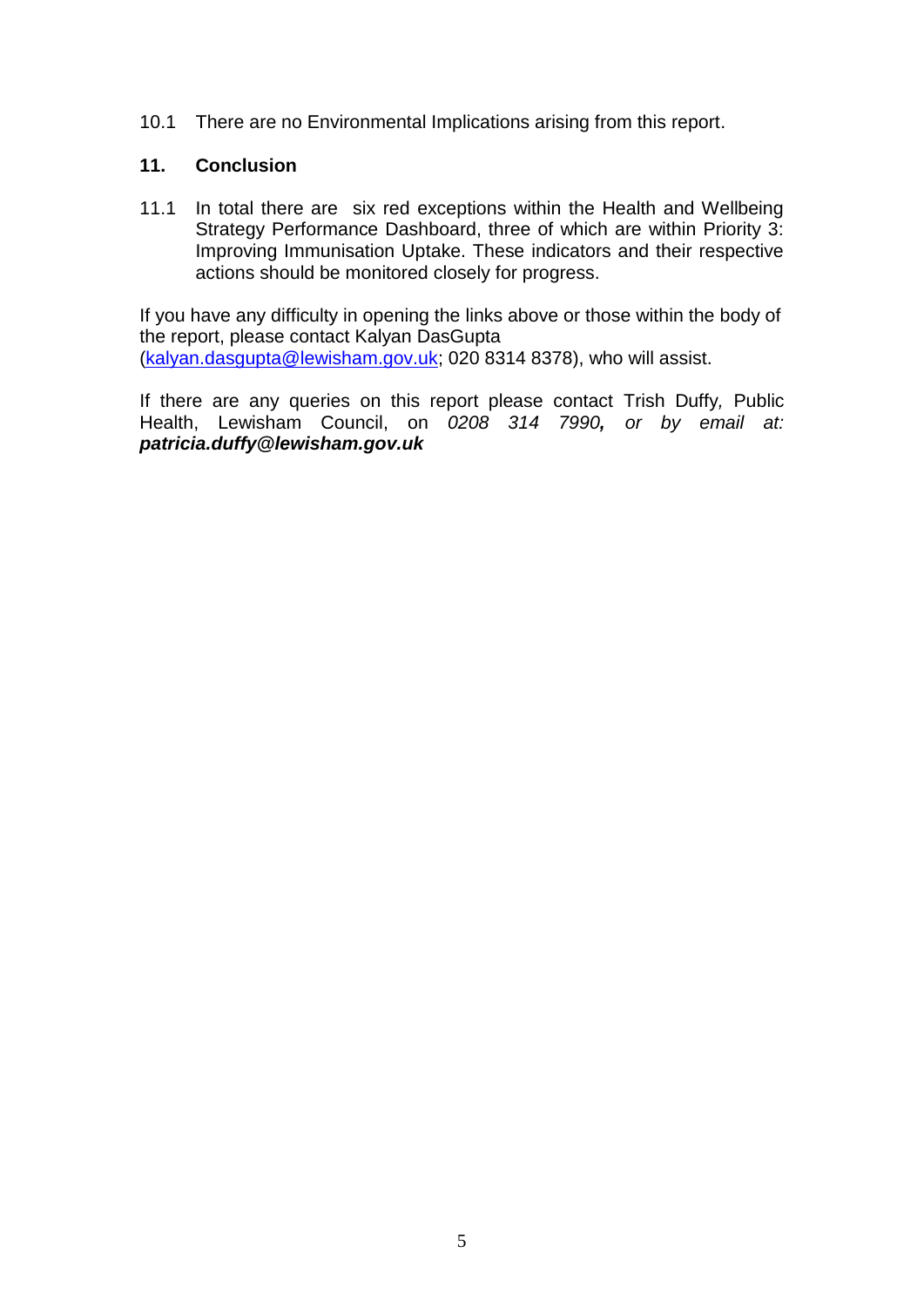10.1 There are no Environmental Implications arising from this report.

## 11. Conclusion

11.1 In total there are six red exceptions within the Health and Wellbeing Strategy Performance Dashboard, three of which are within Priority 3: Improving Immunisation Uptake. These indicators and their respective actions should be monitored closely for progress.

If you have any difficulty in opening the links above or those within the body of the report, please contact Kalyan DasGupta (kalyan.dasgupta@lewisham.gov.uk; 020 8314 8378), who will assist.

If there are any queries on this report please contact Trish Duffy, Public Health, Lewisham Council, on *0208 314 7990, or by email at:* ***patricia.duffy@lewisham.gov.uk***